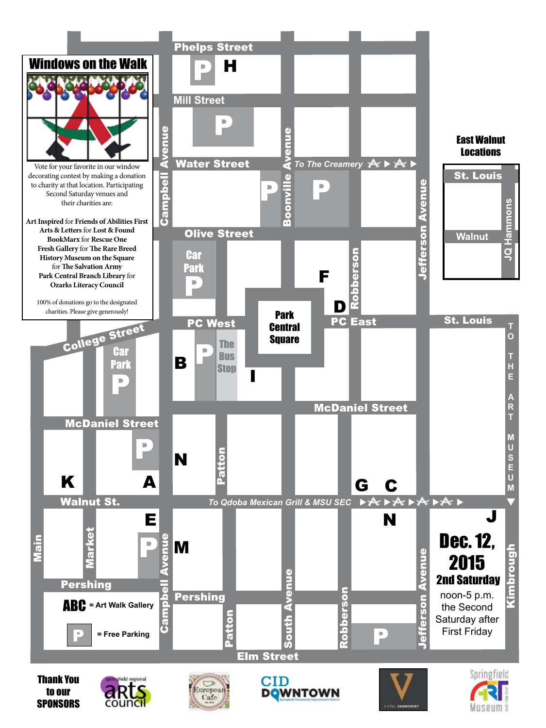# Windows on the Walk

Vote for your favorite in our window decorating contest by making a donation to charity at that location. Participating Second Saturday venues and their charities are:

**Art Inspired** for **Friends of Abilities First**
**Arts & Letters** for **Lost & Found**
**BookMarx** for **Rescue One**
**Fresh Gallery** for **The Rare Breed**
**History Museum on the Square** for **The Salvation Army**
**Park Central Branch Library** for **Ozarks Literacy Council**

100% of donations go to the designated charities. Please give generously!

Phelps Street

P H

Mill Street

P

Campbell Avenue

Boonville Avenue

Water Street

*To The Creamery*

P P

Jefferson Avenue

Olive Street

Car Park P

F

Robberson

D

Park Central Square

PC West

PC East

College Street

Car Park P

B P The Bus Stop

I

McDaniel Street

McDaniel Street

P

N

Patton

K A

G C

Walnut St.

*To Qdoba Mexican Grill & MSU SEC*

E

P

M

N

J

Main

Market

Pershing

Pershing

South Avenue

Robberson

Jefferson Avenue

Kimbrough

Patton

P

Elm Street

**ABC** = Art Walk Gallery

**P** = Free Parking

## East Walnut Locations

St. Louis

Walnut

JQ Hammons

St. Louis

TO THE ART MUSEUM

## Dec. 12, 2015

## 2nd Saturday

noon-5 p.m.
the Second Saturday after First Friday

**Thank You to our SPONSORS**

springfield regional arts council

European Cafe

CID DOWNTOWN Springfield Community Improvement District

HOTEL VANDIVORT

Springfield Art Museum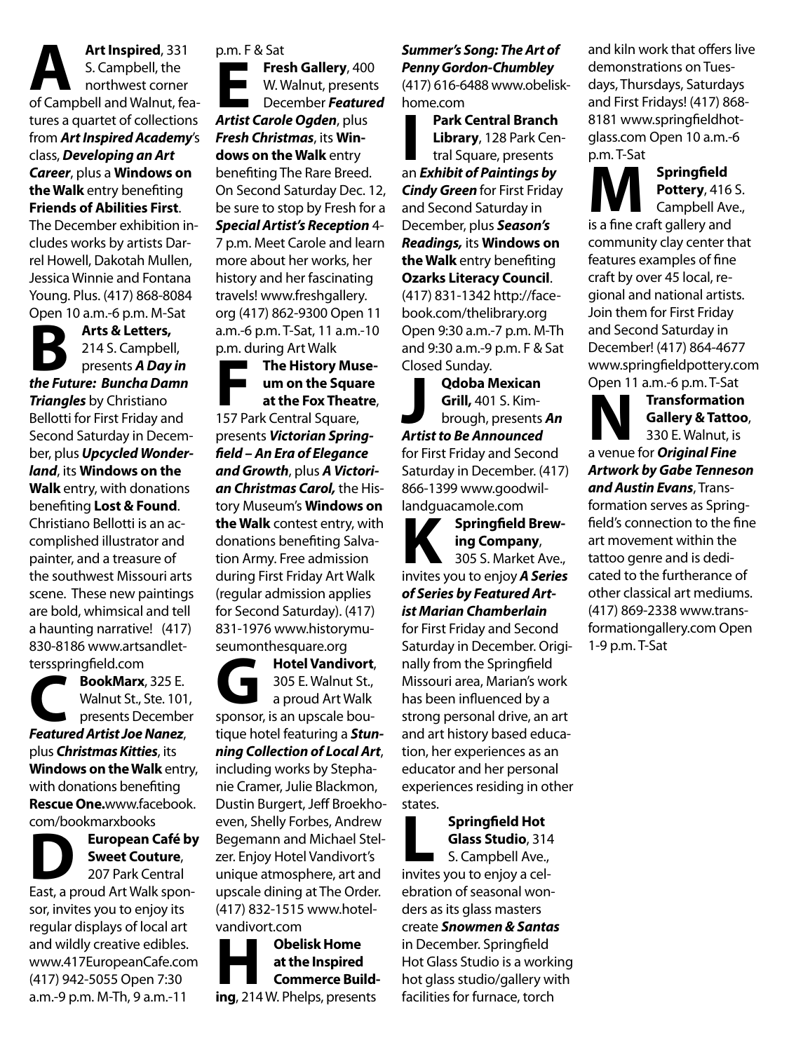**A** **Art Inspired**, 331 S. Campbell, the northwest corner of Campbell and Walnut, features a quartet of collections from ***Art Inspired Academy***'s class, ***Developing an Art Career***, plus a **Windows on the Walk** entry benefiting **Friends of Abilities First**. The December exhibition includes works by artists Darrel Howell, Dakotah Mullen, Jessica Winnie and Fontana Young. Plus. (417) 868-8084 Open 10 a.m.-6 p.m. M-Sat

**B** **Arts & Letters,** 214 S. Campbell, presents ***A Day in the Future: Buncha Damn Triangles*** by Christiano Bellotti for First Friday and Second Saturday in December, plus ***Upcycled Wonderland***, its **Windows on the Walk** entry, with donations benefiting **Lost & Found**. Christiano Bellotti is an accomplished illustrator and painter, and a treasure of the southwest Missouri arts scene. These new paintings are bold, whimsical and tell a haunting narrative! (417) 830-8186 www.artsandlettersspringfield.com

**C** **BookMarx**, 325 E. Walnut St., Ste. 101, presents December ***Featured Artist Joe Nanez***, plus ***Christmas Kitties***, its **Windows on the Walk** entry, with donations benefiting **Rescue One.**www.facebook.com/bookmarxbooks

**D** **European Café by Sweet Couture**, 207 Park Central East, a proud Art Walk sponsor, invites you to enjoy its regular displays of local art and wildly creative edibles. www.417EuropeanCafe.com (417) 942-5055 Open 7:30 a.m.-9 p.m. M-Th, 9 a.m.-11 p.m. F & Sat

**E** **Fresh Gallery**, 400 W. Walnut, presents December ***Featured Artist Carole Ogden***, plus ***Fresh Christmas***, its **Windows on the Walk** entry benefiting The Rare Breed. On Second Saturday Dec. 12, be sure to stop by Fresh for a ***Special Artist's Reception*** 4-7 p.m. Meet Carole and learn more about her works, her history and her fascinating travels! www.freshgallery.org (417) 862-9300 Open 11 a.m.-6 p.m. T-Sat, 11 a.m.-10 p.m. during Art Walk

**F** **The History Museum on the Square at the Fox Theatre**, 157 Park Central Square, presents ***Victorian Springfield – An Era of Elegance and Growth***, plus ***A Victorian Christmas Carol,*** the History Museum's **Windows on the Walk** contest entry, with donations benefiting Salvation Army. Free admission during First Friday Art Walk (regular admission applies for Second Saturday). (417) 831-1976 www.historymuseumonthesquare.org

**G** **Hotel Vandivort**, 305 E. Walnut St., a proud Art Walk sponsor, is an upscale boutique hotel featuring a ***Stunning Collection of Local Art***, including works by Stephanie Cramer, Julie Blackmon, Dustin Burgert, Jeff Broekhoeven, Shelly Forbes, Andrew Begemann and Michael Stelzer. Enjoy Hotel Vandivort's unique atmosphere, art and upscale dining at The Order. (417) 832-1515 www.hotelvandivort.com

**H** **Obelisk Home at the Inspired Commerce Building**, 214 W. Phelps, presents ***Summer's Song: The Art of Penny Gordon-Chumbley*** (417) 616-6488 www.obeliskhome.com

**I** **Park Central Branch Library**, 128 Park Central Square, presents an ***Exhibit of Paintings by Cindy Green*** for First Friday and Second Saturday in December, plus ***Season's Readings,*** its **Windows on the Walk** entry benefiting **Ozarks Literacy Council**. (417) 831-1342 http://facebook.com/thelibrary.org Open 9:30 a.m.-7 p.m. M-Th and 9:30 a.m.-9 p.m. F & Sat Closed Sunday.

**J** **Qdoba Mexican Grill,** 401 S. Kimbrough, presents ***An Artist to Be Announced*** for First Friday and Second Saturday in December. (417) 866-1399 www.goodwillandguacamole.com

**K** **Springfield Brewing Company**, 305 S. Market Ave., invites you to enjoy ***A Series of Series by Featured Artist Marian Chamberlain*** for First Friday and Second Saturday in December. Originally from the Springfield Missouri area, Marian's work has been influenced by a strong personal drive, an art and art history based education, her experiences as an educator and her personal experiences residing in other states.

**L** **Springfield Hot Glass Studio**, 314 S. Campbell Ave., invites you to enjoy a celebration of seasonal wonders as its glass masters create ***Snowmen & Santas*** in December. Springfield Hot Glass Studio is a working hot glass studio/gallery with facilities for furnace, torch and kiln work that offers live demonstrations on Tuesdays, Thursdays, Saturdays and First Fridays! (417) 868-8181 www.springfieldhotglass.com Open 10 a.m.-6 p.m. T-Sat

**M** **Springfield Pottery**, 416 S. Campbell Ave., is a fine craft gallery and community clay center that features examples of fine craft by over 45 local, regional and national artists. Join them for First Friday and Second Saturday in December! (417) 864-4677 www.springfieldpottery.com Open 11 a.m.-6 p.m. T-Sat

**N** **Transformation Gallery & Tattoo**, 330 E. Walnut, is a venue for ***Original Fine Artwork by Gabe Tenneson and Austin Evans***, Transformation serves as Springfield's connection to the fine art movement within the tattoo genre and is dedicated to the furtherance of other classical art mediums. (417) 869-2338 www.transformationgallery.com Open 1-9 p.m. T-Sat